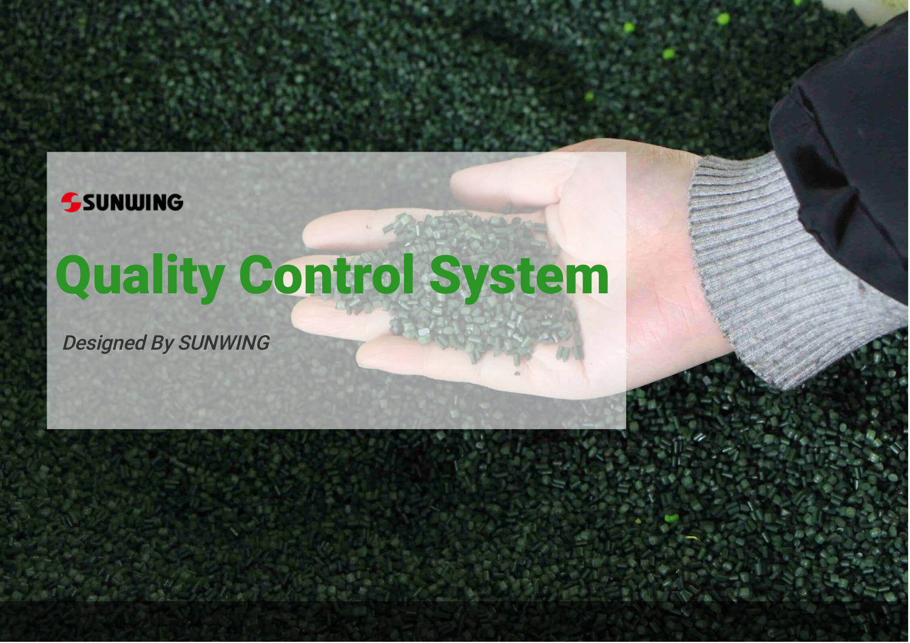SUNWING

# Quality Control System

*Designed By SUNWING*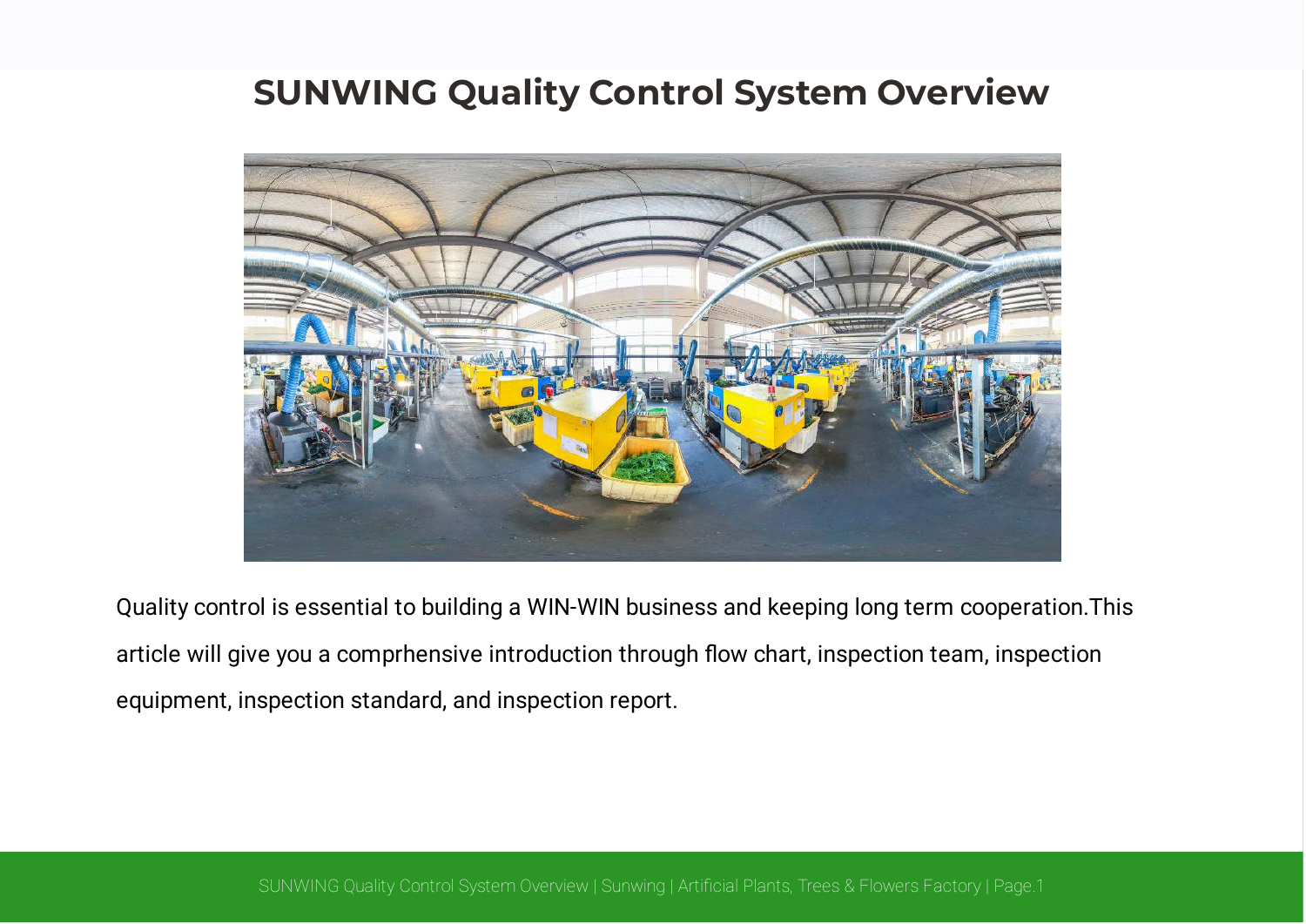# SUNWING Quality Control System Overview

Quality control is essential to building a WIN-WIN business and keeping long term cooperation.This article will give you a comprhensive introduction through flow chart, inspection team, inspection equipment, inspection standard, and inspection report.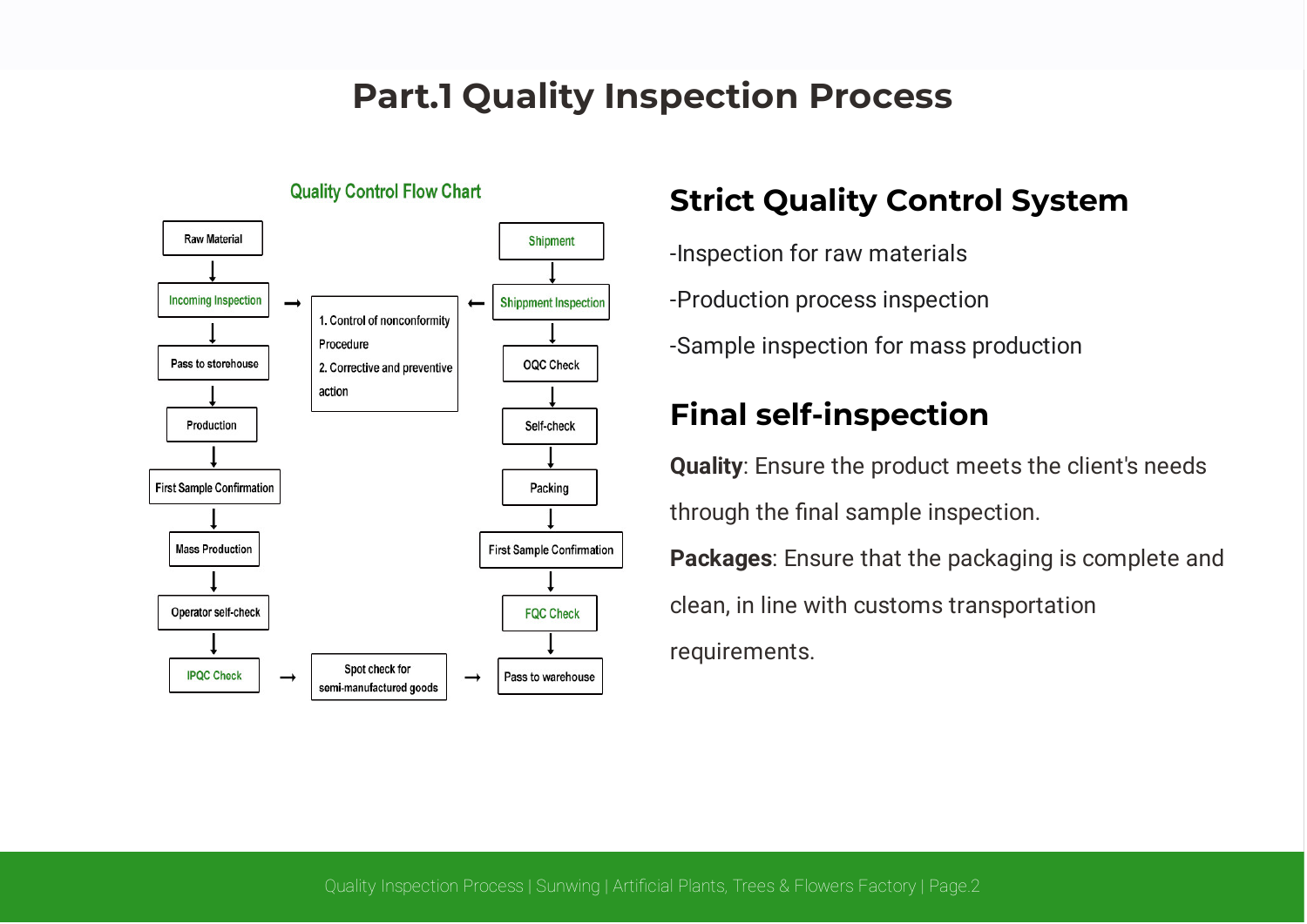# Part.1 Quality Inspection Process

Quality Control Flow Chart

Raw Material
Incoming Inspection
Pass to storehouse
Production
First Sample Confirmation
Mass Production
Operator self-check
IPQC Check
Spot check for semi-manufactured goods
Pass to warehouse
FQC Check
First Sample Confirmation
Packing
Self-check
OQC Check
Shippment Inspection
Shipment

1. Control of nonconformity Procedure
2. Corrective and preventive action

## Strict Quality Control System

-Inspection for raw materials

-Production process inspection

-Sample inspection for mass production

## Final self-inspection

**Quality**: Ensure the product meets the client's needs through the final sample inspection.

**Packages**: Ensure that the packaging is complete and clean, in line with customs transportation requirements.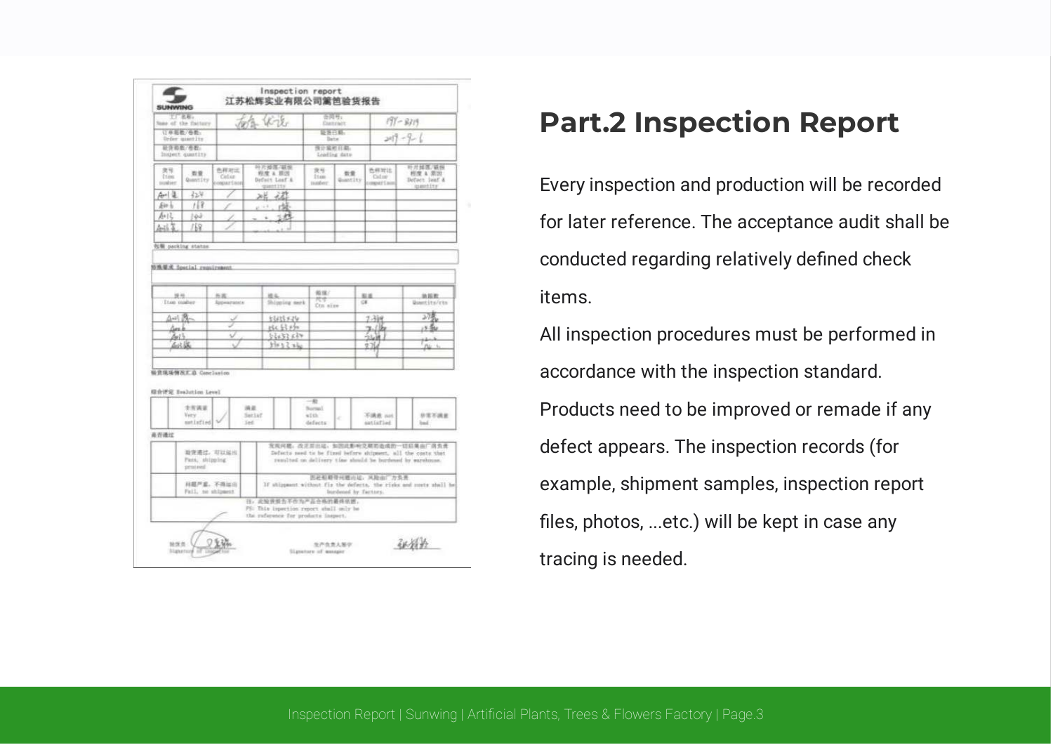## Part.2 Inspection Report

Every inspection and production will be recorded for later reference. The acceptance audit shall be conducted regarding relatively defined check items.

All inspection procedures must be performed in accordance with the inspection standard.

Products need to be improved or remade if any defect appears. The inspection records (for example, shipment samples, inspection report files, photos, ...etc.) will be kept in case any tracing is needed.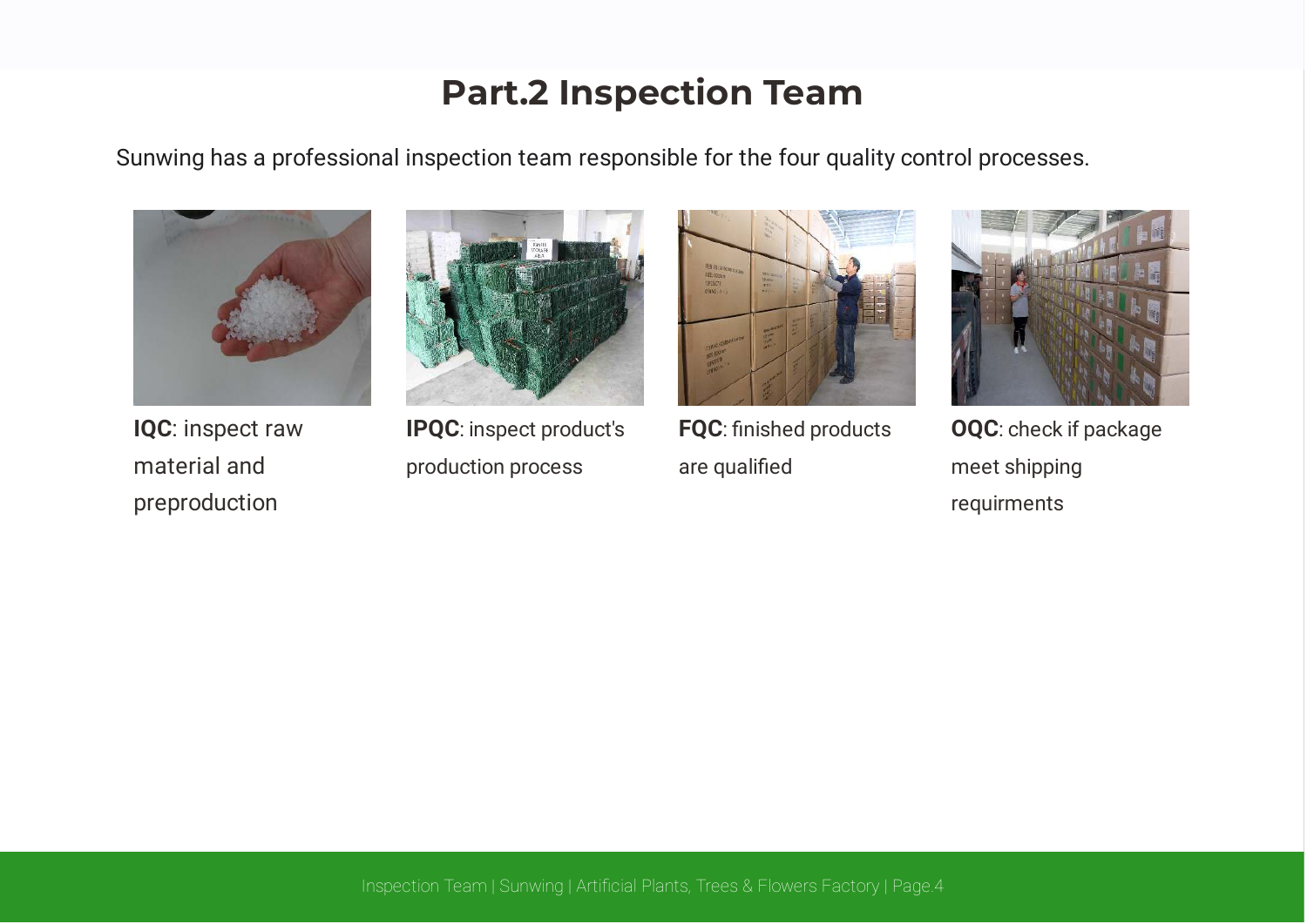# Part.2 Inspection Team

Sunwing has a professional inspection team responsible for the four quality control processes.

**IQC**: inspect raw material and preproduction

**IPQC**: inspect product's production process

**FQC**: finished products are qualified

**OQC**: check if package meet shipping requirments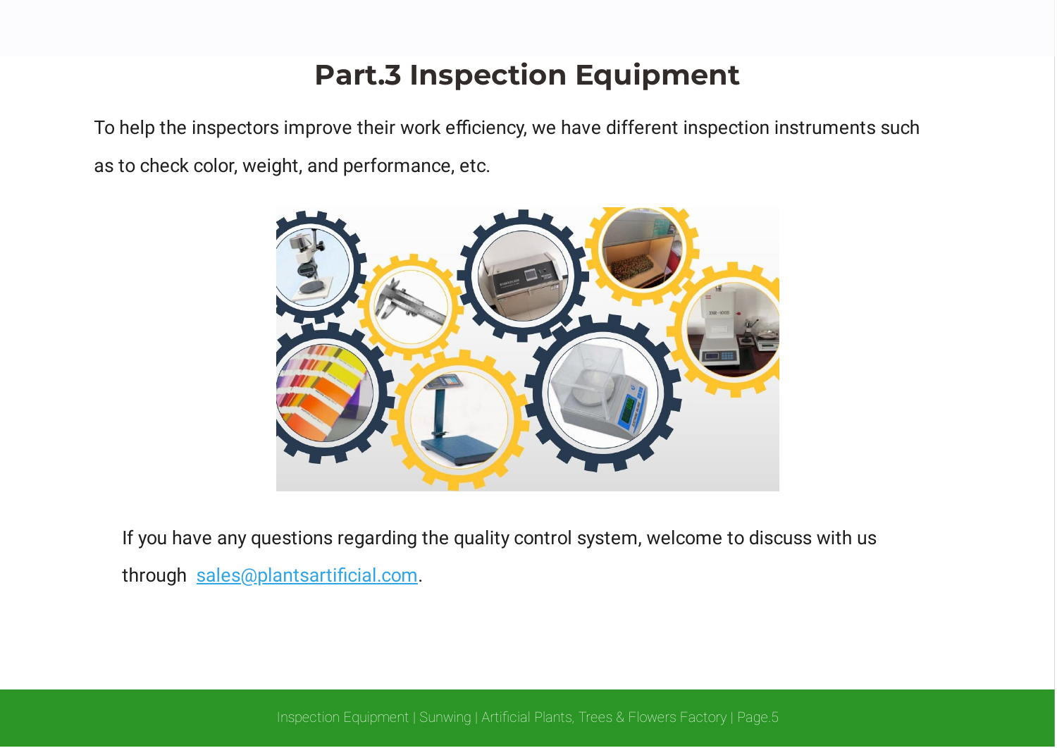# Part.3 Inspection Equipment

To help the inspectors improve their work efficiency, we have different inspection instruments such as to check color, weight, and performance, etc.

If you have any questions regarding the quality control system, welcome to discuss with us through sales@plantsartificial.com.